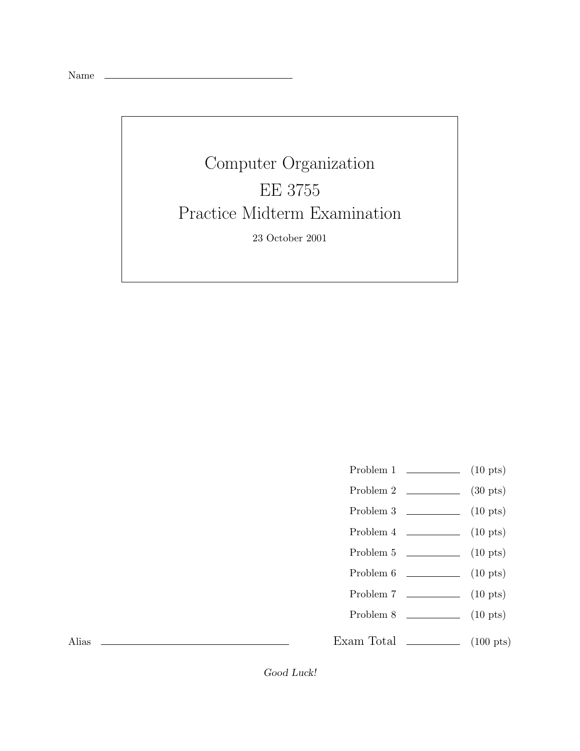Name ______________________________

# Computer Organization

# EE 3755

# Practice Midterm Examination

23 October 2001

| | | |
|---|---|---|
| Problem 1 | ______ | (10 pts) |
| Problem 2 | ______ | (30 pts) |
| Problem 3 | ______ | (10 pts) |
| Problem 4 | ______ | (10 pts) |
| Problem 5 | ______ | (10 pts) |
| Problem 6 | ______ | (10 pts) |
| Problem 7 | ______ | (10 pts) |
| Problem 8 | ______ | (10 pts) |
| Exam Total | ______ | (100 pts) |

Alias ______________________________

*Good Luck!*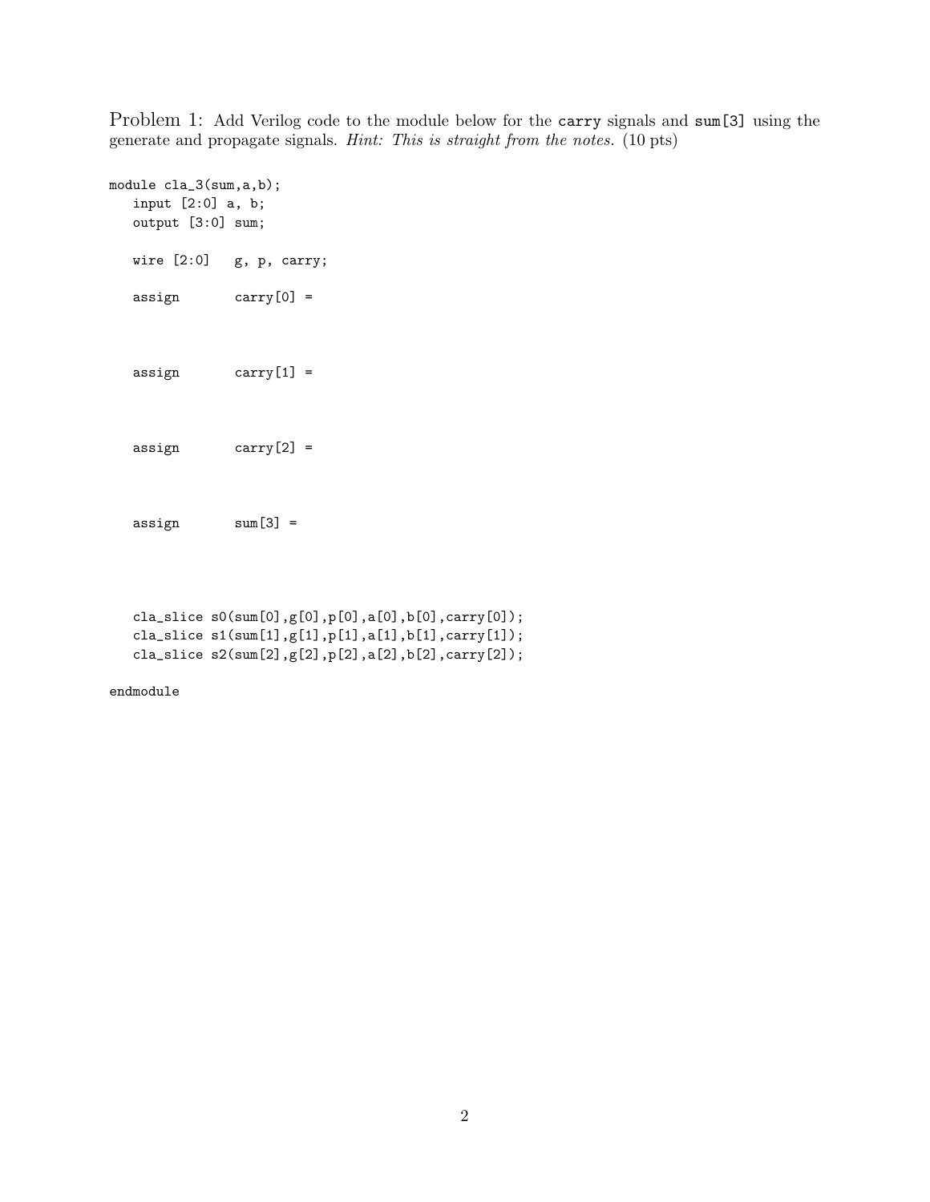Problem 1: Add Verilog code to the module below for the `carry` signals and `sum[3]` using the generate and propagate signals. *Hint: This is straight from the notes.* (10 pts)

```
module cla_3(sum,a,b);
   input [2:0] a, b;
   output [3:0] sum;

   wire [2:0]   g, p, carry;

   assign       carry[0] =



   assign       carry[1] =



   assign       carry[2] =



   assign       sum[3] =




   cla_slice s0(sum[0],g[0],p[0],a[0],b[0],carry[0]);
   cla_slice s1(sum[1],g[1],p[1],a[1],b[1],carry[1]);
   cla_slice s2(sum[2],g[2],p[2],a[2],b[2],carry[2]);

endmodule
```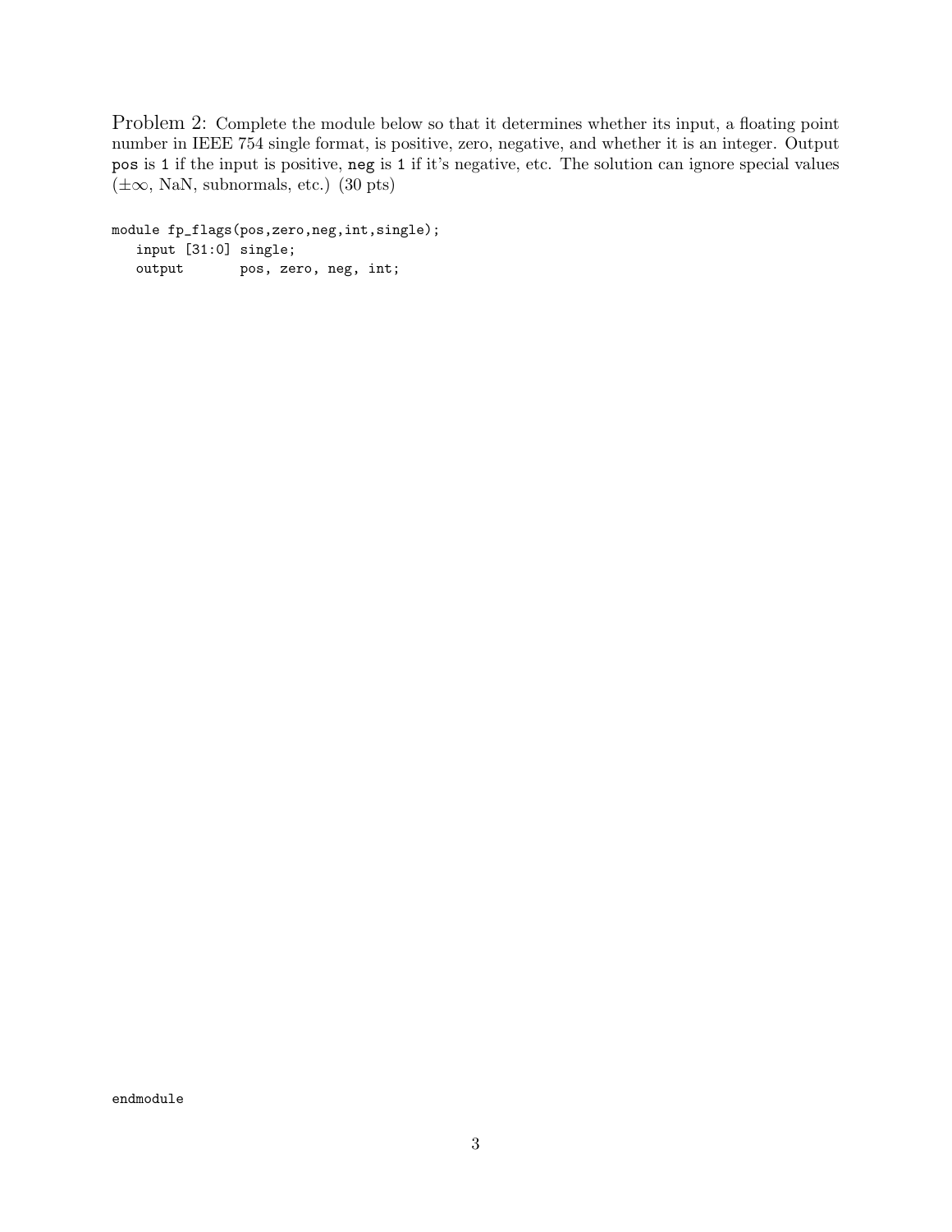Problem 2: Complete the module below so that it determines whether its input, a floating point number in IEEE 754 single format, is positive, zero, negative, and whether it is an integer. Output `pos` is `1` if the input is positive, `neg` is `1` if it's negative, etc. The solution can ignore special values ($\pm\infty$, NaN, subnormals, etc.) (30 pts)

```
module fp_flags(pos,zero,neg,int,single);
   input [31:0] single;
   output       pos, zero, neg, int;
```

```
endmodule
```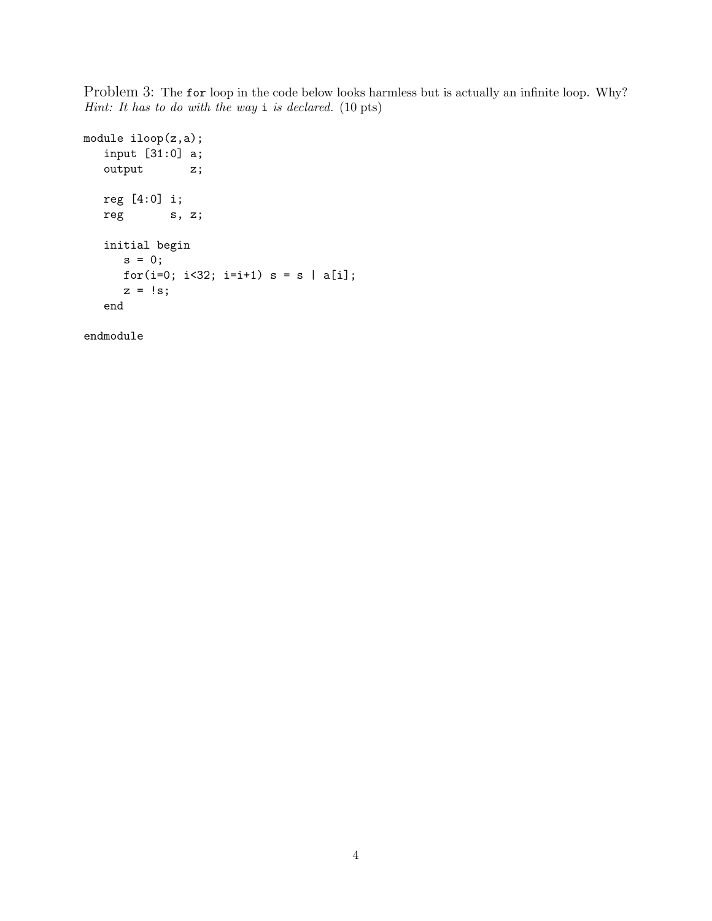Problem 3: The `for` loop in the code below looks harmless but is actually an infinite loop. Why? *Hint: It has to do with the way `i` is declared.* (10 pts)

```
module iloop(z,a);
   input [31:0] a;
   output       z;

   reg [4:0] i;
   reg       s, z;

   initial begin
      s = 0;
      for(i=0; i<32; i=i+1) s = s | a[i];
      z = !s;
   end

endmodule
```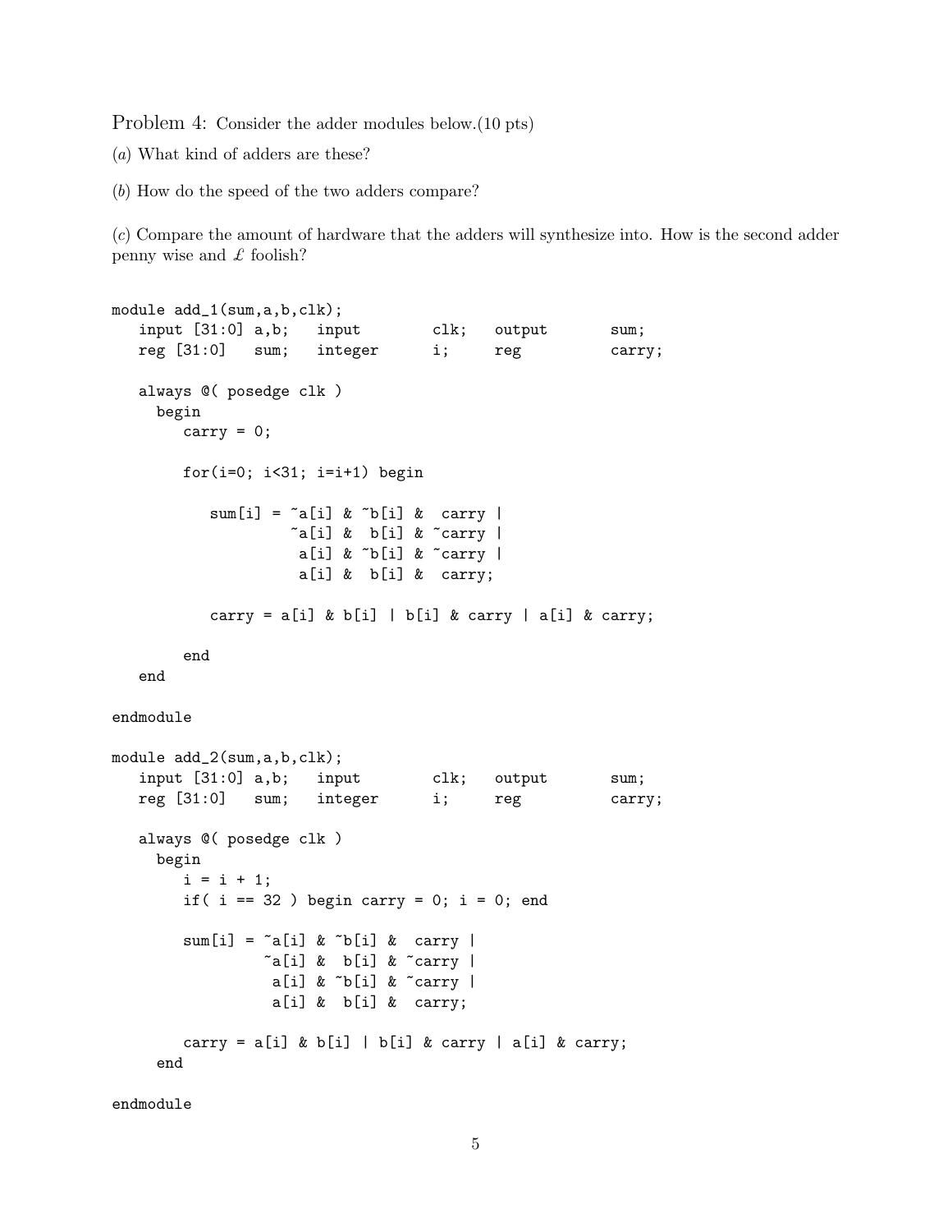Problem 4: Consider the adder modules below.(10 pts)

(*a*) What kind of adders are these?

(*b*) How do the speed of the two adders compare?

(*c*) Compare the amount of hardware that the adders will synthesize into. How is the second adder penny wise and £ foolish?

```
module add_1(sum,a,b,clk);
   input [31:0] a,b;   input        clk;   output       sum;
   reg [31:0]   sum;   integer      i;     reg          carry;

   always @( posedge clk )
     begin
        carry = 0;

        for(i=0; i<31; i=i+1) begin

           sum[i] = ~a[i] & ~b[i] &  carry |
                    ~a[i] &  b[i] & ~carry |
                     a[i] & ~b[i] & ~carry |
                     a[i] &  b[i] &  carry;

           carry = a[i] & b[i] | b[i] & carry | a[i] & carry;

        end
   end

endmodule

module add_2(sum,a,b,clk);
   input [31:0] a,b;   input        clk;   output       sum;
   reg [31:0]   sum;   integer      i;     reg          carry;

   always @( posedge clk )
     begin
        i = i + 1;
        if( i == 32 ) begin carry = 0; i = 0; end

        sum[i] = ~a[i] & ~b[i] &  carry |
                 ~a[i] &  b[i] & ~carry |
                  a[i] & ~b[i] & ~carry |
                  a[i] &  b[i] &  carry;

        carry = a[i] & b[i] | b[i] & carry | a[i] & carry;
     end

endmodule
```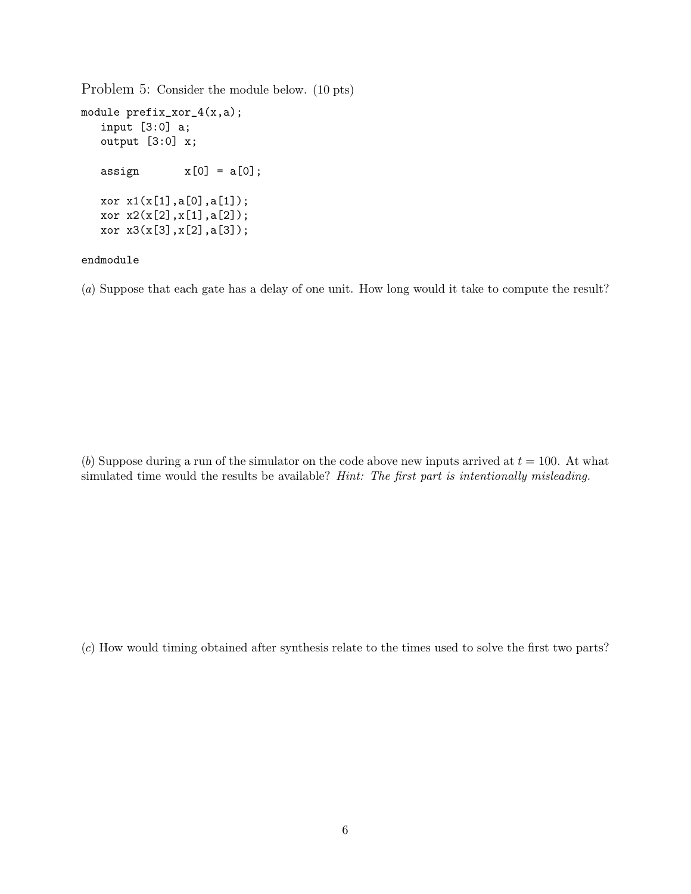Problem 5: Consider the module below. (10 pts)

```
module prefix_xor_4(x,a);
   input [3:0] a;
   output [3:0] x;

   assign      x[0] = a[0];

   xor x1(x[1],a[0],a[1]);
   xor x2(x[2],x[1],a[2]);
   xor x3(x[3],x[2],a[3]);

endmodule
```

(*a*) Suppose that each gate has a delay of one unit. How long would it take to compute the result?

(*b*) Suppose during a run of the simulator on the code above new inputs arrived at $t = 100$. At what simulated time would the results be available? *Hint: The first part is intentionally misleading.*

(*c*) How would timing obtained after synthesis relate to the times used to solve the first two parts?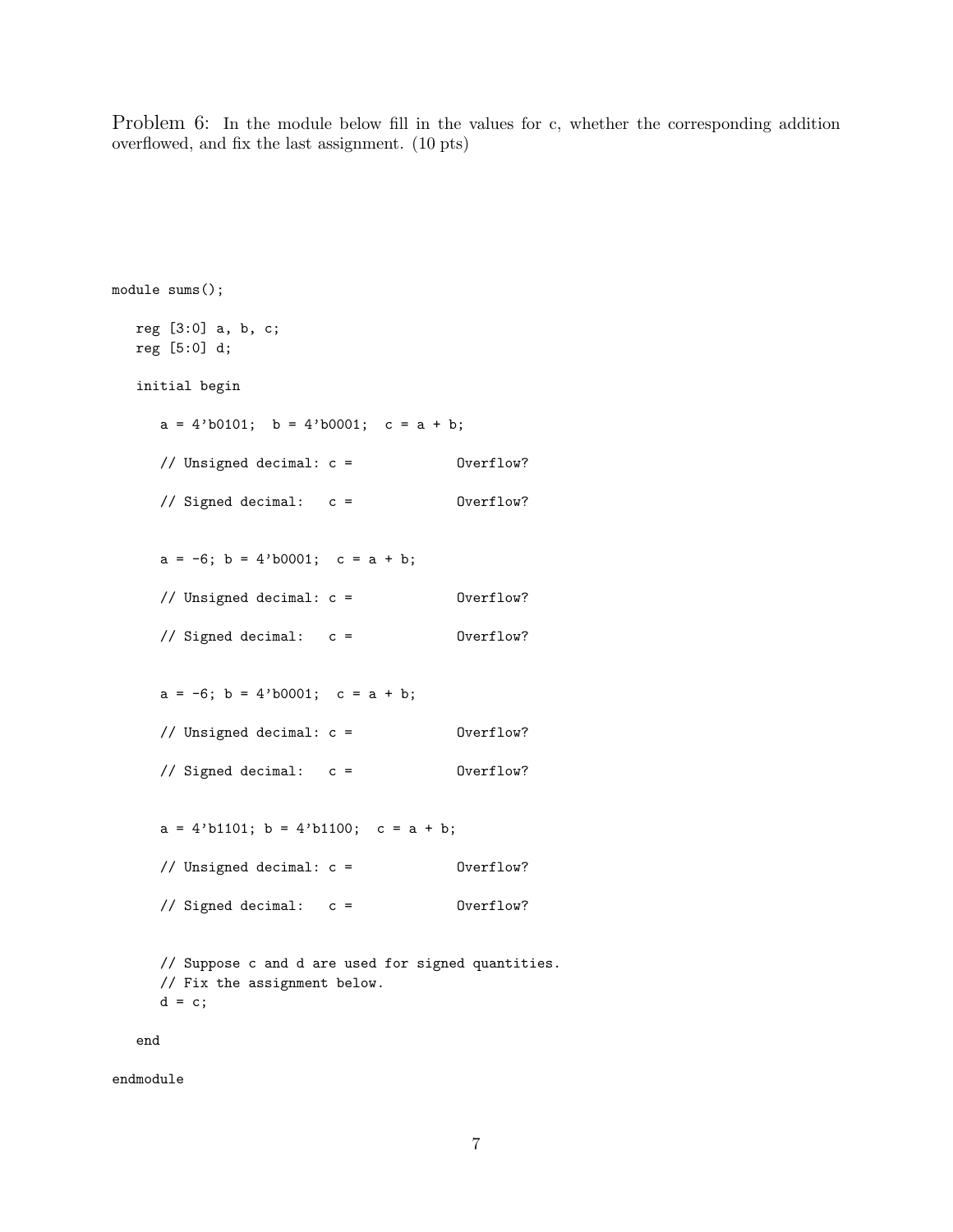Problem 6: In the module below fill in the values for c, whether the corresponding addition overflowed, and fix the last assignment. (10 pts)

```
module sums();

   reg [3:0] a, b, c;
   reg [5:0] d;

   initial begin

      a = 4'b0101;  b = 4'b0001;  c = a + b;

      // Unsigned decimal: c =            Overflow?

      // Signed decimal:   c =            Overflow?


      a = -6; b = 4'b0001;  c = a + b;

      // Unsigned decimal: c =            Overflow?

      // Signed decimal:   c =            Overflow?


      a = -6; b = 4'b0001;  c = a + b;

      // Unsigned decimal: c =            Overflow?

      // Signed decimal:   c =            Overflow?


      a = 4'b1101; b = 4'b1100;  c = a + b;

      // Unsigned decimal: c =            Overflow?

      // Signed decimal:   c =            Overflow?


      // Suppose c and d are used for signed quantities.
      // Fix the assignment below.
      d = c;

   end

endmodule
```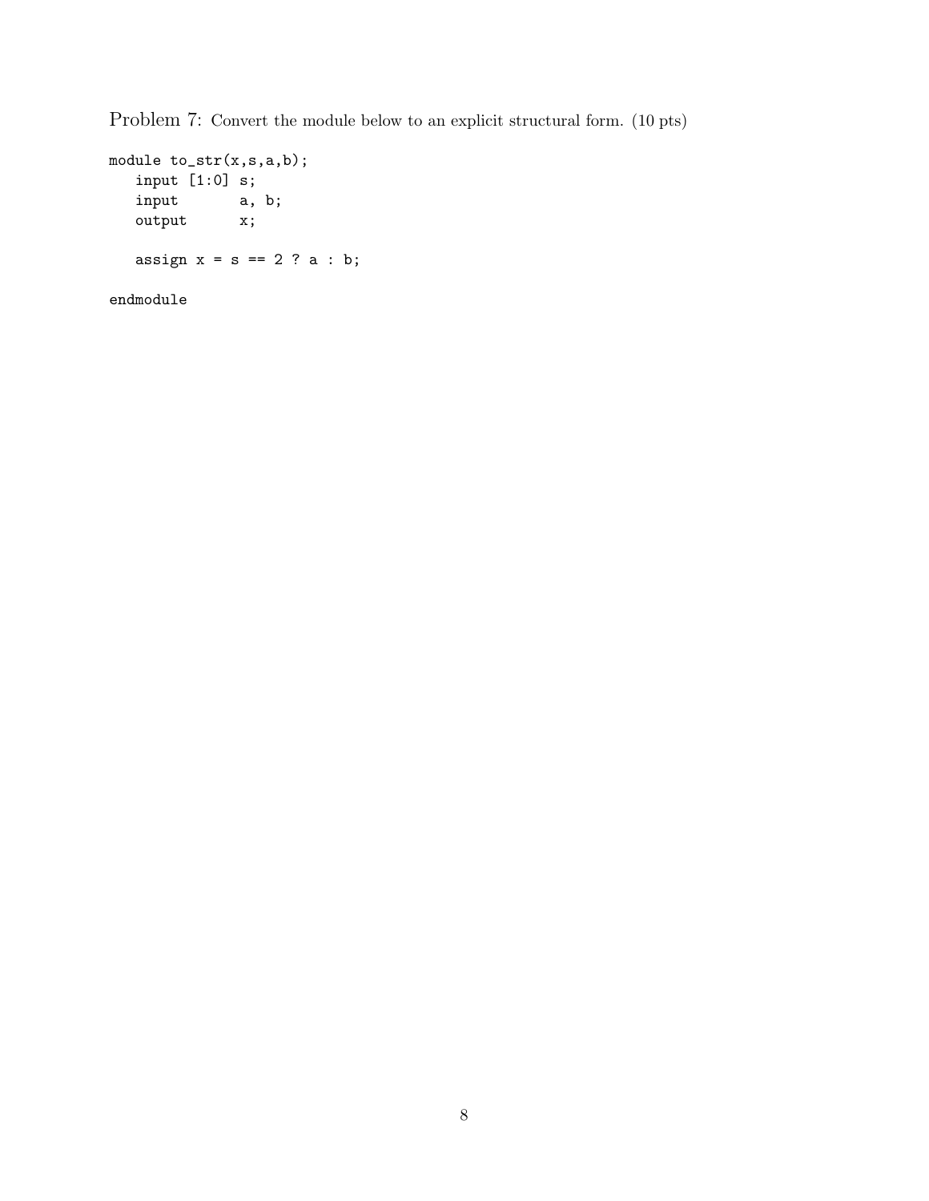Problem 7: Convert the module below to an explicit structural form. (10 pts)

```
module to_str(x,s,a,b);
   input [1:0] s;
   input       a, b;
   output      x;

   assign x = s == 2 ? a : b;

endmodule
```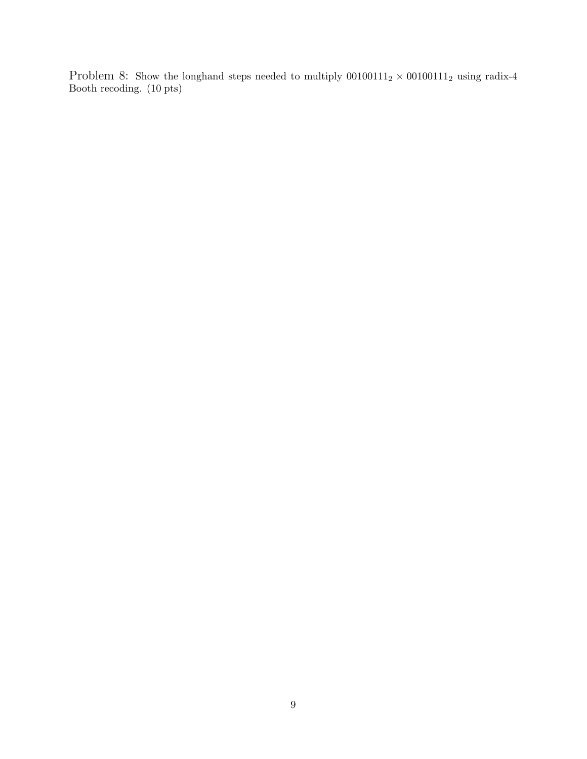Problem 8: Show the longhand steps needed to multiply $00100111_2 \times 00100111_2$ using radix-4 Booth recoding. (10 pts)